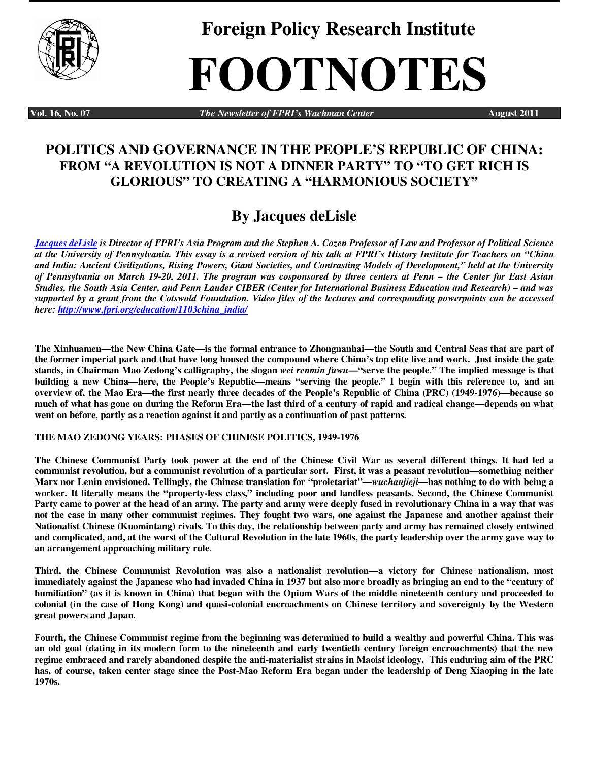# Foreign Policy Research Institute

# FOOTNOTES

**Vol. 16, No. 07** — *The Newsletter of FPRI's Wachman Center* — **August 2011**

## POLITICS AND GOVERNANCE IN THE PEOPLE'S REPUBLIC OF CHINA: FROM "A REVOLUTION IS NOT A DINNER PARTY" TO "TO GET RICH IS GLORIOUS" TO CREATING A "HARMONIOUS SOCIETY"

## By Jacques deLisle

***Jacques deLisle** is Director of FPRI's Asia Program and the Stephen A. Cozen Professor of Law and Professor of Political Science at the University of Pennsylvania. This essay is a revised version of his talk at FPRI's History Institute for Teachers on "China and India: Ancient Civilizations, Rising Powers, Giant Societies, and Contrasting Models of Development," held at the University of Pennsylvania on March 19-20, 2011. The program was cosponsored by three centers at Penn – the Center for East Asian Studies, the South Asia Center, and Penn Lauder CIBER (Center for International Business Education and Research) – and was supported by a grant from the Cotswold Foundation. Video files of the lectures and corresponding powerpoints can be accessed here: http://www.fpri.org/education/1103china_india/*

**The Xinhuamen—the New China Gate—is the formal entrance to Zhongnanhai—the South and Central Seas that are part of the former imperial park and that have long housed the compound where China's top elite live and work. Just inside the gate stands, in Chairman Mao Zedong's calligraphy, the slogan *wei renmin fuwu*—"serve the people." The implied message is that building a new China—here, the People's Republic—means "serving the people." I begin with this reference to, and an overview of, the Mao Era—the first nearly three decades of the People's Republic of China (PRC) (1949-1976)—because so much of what has gone on during the Reform Era—the last third of a century of rapid and radical change—depends on what went on before, partly as a reaction against it and partly as a continuation of past patterns.**

### THE MAO ZEDONG YEARS: PHASES OF CHINESE POLITICS, 1949-1976

**The Chinese Communist Party took power at the end of the Chinese Civil War as several different things. It had led a communist revolution, but a communist revolution of a particular sort. First, it was a peasant revolution—something neither Marx nor Lenin envisioned. Tellingly, the Chinese translation for "proletariat"—*wuchanjieji*—has nothing to do with being a worker. It literally means the "property-less class," including poor and landless peasants. Second, the Chinese Communist Party came to power at the head of an army. The party and army were deeply fused in revolutionary China in a way that was not the case in many other communist regimes. They fought two wars, one against the Japanese and another against their Nationalist Chinese (Kuomintang) rivals. To this day, the relationship between party and army has remained closely entwined and complicated, and, at the worst of the Cultural Revolution in the late 1960s, the party leadership over the army gave way to an arrangement approaching military rule.**

**Third, the Chinese Communist Revolution was also a nationalist revolution—a victory for Chinese nationalism, most immediately against the Japanese who had invaded China in 1937 but also more broadly as bringing an end to the "century of humiliation" (as it is known in China) that began with the Opium Wars of the middle nineteenth century and proceeded to colonial (in the case of Hong Kong) and quasi-colonial encroachments on Chinese territory and sovereignty by the Western great powers and Japan.**

**Fourth, the Chinese Communist regime from the beginning was determined to build a wealthy and powerful China. This was an old goal (dating in its modern form to the nineteenth and early twentieth century foreign encroachments) that the new regime embraced and rarely abandoned despite the anti-materialist strains in Maoist ideology. This enduring aim of the PRC has, of course, taken center stage since the Post-Mao Reform Era began under the leadership of Deng Xiaoping in the late 1970s.**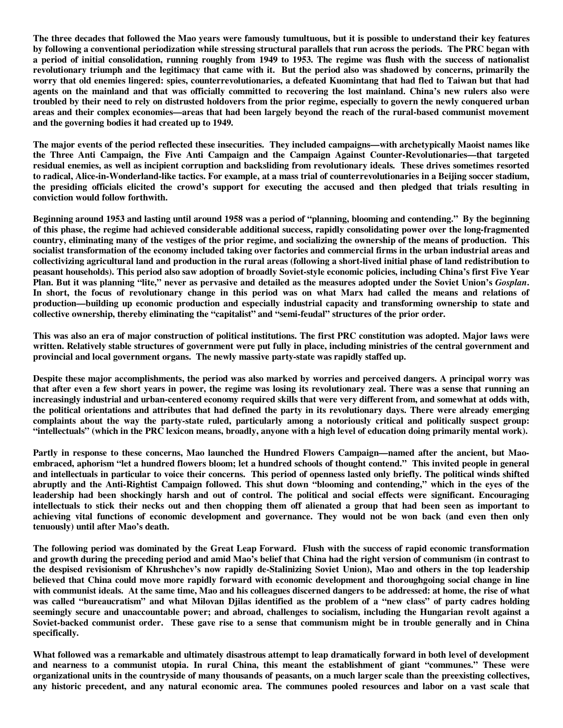The three decades that followed the Mao years were famously tumultuous, but it is possible to understand their key features by following a conventional periodization while stressing structural parallels that run across the periods. The PRC began with a period of initial consolidation, running roughly from 1949 to 1953. The regime was flush with the success of nationalist revolutionary triumph and the legitimacy that came with it. But the period also was shadowed by concerns, primarily the worry that old enemies lingered: spies, counterrevolutionaries, a defeated Kuomintang that had fled to Taiwan but that had agents on the mainland and that was officially committed to recovering the lost mainland. China's new rulers also were troubled by their need to rely on distrusted holdovers from the prior regime, especially to govern the newly conquered urban areas and their complex economies—areas that had been largely beyond the reach of the rural-based communist movement and the governing bodies it had created up to 1949.

The major events of the period reflected these insecurities. They included campaigns—with archetypically Maoist names like the Three Anti Campaign, the Five Anti Campaign and the Campaign Against Counter-Revolutionaries—that targeted residual enemies, as well as incipient corruption and backsliding from revolutionary ideals. These drives sometimes resorted to radical, Alice-in-Wonderland-like tactics. For example, at a mass trial of counterrevolutionaries in a Beijing soccer stadium, the presiding officials elicited the crowd's support for executing the accused and then pledged that trials resulting in conviction would follow forthwith.

Beginning around 1953 and lasting until around 1958 was a period of "planning, blooming and contending." By the beginning of this phase, the regime had achieved considerable additional success, rapidly consolidating power over the long-fragmented country, eliminating many of the vestiges of the prior regime, and socializing the ownership of the means of production. This socialist transformation of the economy included taking over factories and commercial firms in the urban industrial areas and collectivizing agricultural land and production in the rural areas (following a short-lived initial phase of land redistribution to peasant households). This period also saw adoption of broadly Soviet-style economic policies, including China's first Five Year Plan. But it was planning "lite," never as pervasive and detailed as the measures adopted under the Soviet Union's *Gosplan*. In short, the focus of revolutionary change in this period was on what Marx had called the means and relations of production—building up economic production and especially industrial capacity and transforming ownership to state and collective ownership, thereby eliminating the "capitalist" and "semi-feudal" structures of the prior order.

This was also an era of major construction of political institutions. The first PRC constitution was adopted. Major laws were written. Relatively stable structures of government were put fully in place, including ministries of the central government and provincial and local government organs. The newly massive party-state was rapidly staffed up.

Despite these major accomplishments, the period was also marked by worries and perceived dangers. A principal worry was that after even a few short years in power, the regime was losing its revolutionary zeal. There was a sense that running an increasingly industrial and urban-centered economy required skills that were very different from, and somewhat at odds with, the political orientations and attributes that had defined the party in its revolutionary days. There were already emerging complaints about the way the party-state ruled, particularly among a notoriously critical and politically suspect group: "intellectuals" (which in the PRC lexicon means, broadly, anyone with a high level of education doing primarily mental work).

Partly in response to these concerns, Mao launched the Hundred Flowers Campaign—named after the ancient, but Mao-embraced, aphorism "let a hundred flowers bloom; let a hundred schools of thought contend." This invited people in general and intellectuals in particular to voice their concerns. This period of openness lasted only briefly. The political winds shifted abruptly and the Anti-Rightist Campaign followed. This shut down "blooming and contending," which in the eyes of the leadership had been shockingly harsh and out of control. The political and social effects were significant. Encouraging intellectuals to stick their necks out and then chopping them off alienated a group that had been seen as important to achieving vital functions of economic development and governance. They would not be won back (and even then only tenuously) until after Mao's death.

The following period was dominated by the Great Leap Forward. Flush with the success of rapid economic transformation and growth during the preceding period and amid Mao's belief that China had the right version of communism (in contrast to the despised revisionism of Khrushchev's now rapidly de-Stalinizing Soviet Union), Mao and others in the top leadership believed that China could move more rapidly forward with economic development and thoroughgoing social change in line with communist ideals. At the same time, Mao and his colleagues discerned dangers to be addressed: at home, the rise of what was called "bureaucratism" and what Milovan Djilas identified as the problem of a "new class" of party cadres holding seemingly secure and unaccountable power; and abroad, challenges to socialism, including the Hungarian revolt against a Soviet-backed communist order. These gave rise to a sense that communism might be in trouble generally and in China specifically.

What followed was a remarkable and ultimately disastrous attempt to leap dramatically forward in both level of development and nearness to a communist utopia. In rural China, this meant the establishment of giant "communes." These were organizational units in the countryside of many thousands of peasants, on a much larger scale than the preexisting collectives, any historic precedent, and any natural economic area. The communes pooled resources and labor on a vast scale that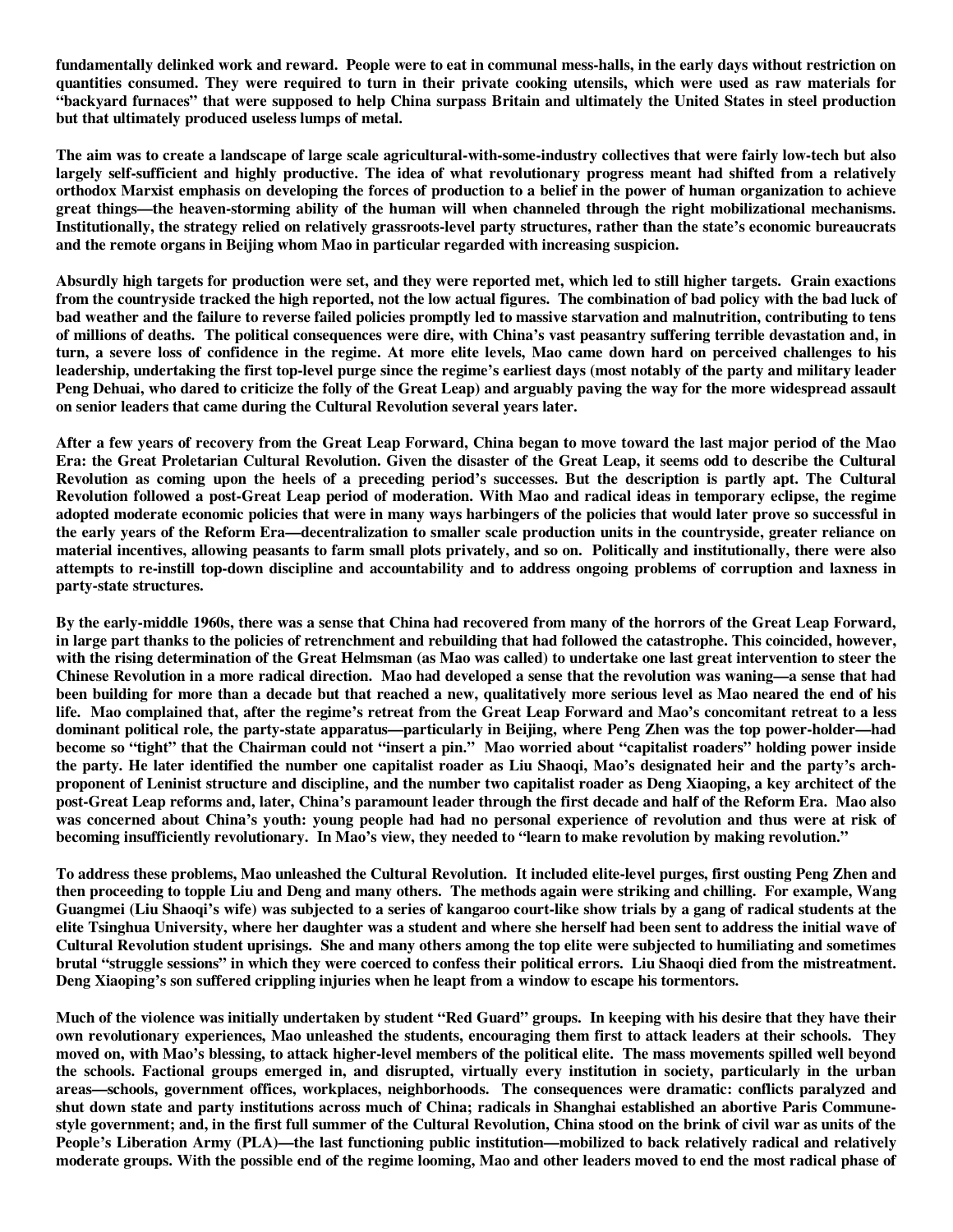fundamentally delinked work and reward. People were to eat in communal mess-halls, in the early days without restriction on quantities consumed. They were required to turn in their private cooking utensils, which were used as raw materials for "backyard furnaces" that were supposed to help China surpass Britain and ultimately the United States in steel production but that ultimately produced useless lumps of metal.

The aim was to create a landscape of large scale agricultural-with-some-industry collectives that were fairly low-tech but also largely self-sufficient and highly productive. The idea of what revolutionary progress meant had shifted from a relatively orthodox Marxist emphasis on developing the forces of production to a belief in the power of human organization to achieve great things—the heaven-storming ability of the human will when channeled through the right mobilizational mechanisms. Institutionally, the strategy relied on relatively grassroots-level party structures, rather than the state's economic bureaucrats and the remote organs in Beijing whom Mao in particular regarded with increasing suspicion.

Absurdly high targets for production were set, and they were reported met, which led to still higher targets. Grain exactions from the countryside tracked the high reported, not the low actual figures. The combination of bad policy with the bad luck of bad weather and the failure to reverse failed policies promptly led to massive starvation and malnutrition, contributing to tens of millions of deaths. The political consequences were dire, with China's vast peasantry suffering terrible devastation and, in turn, a severe loss of confidence in the regime. At more elite levels, Mao came down hard on perceived challenges to his leadership, undertaking the first top-level purge since the regime's earliest days (most notably of the party and military leader Peng Dehuai, who dared to criticize the folly of the Great Leap) and arguably paving the way for the more widespread assault on senior leaders that came during the Cultural Revolution several years later.

After a few years of recovery from the Great Leap Forward, China began to move toward the last major period of the Mao Era: the Great Proletarian Cultural Revolution. Given the disaster of the Great Leap, it seems odd to describe the Cultural Revolution as coming upon the heels of a preceding period's successes. But the description is partly apt. The Cultural Revolution followed a post-Great Leap period of moderation. With Mao and radical ideas in temporary eclipse, the regime adopted moderate economic policies that were in many ways harbingers of the policies that would later prove so successful in the early years of the Reform Era—decentralization to smaller scale production units in the countryside, greater reliance on material incentives, allowing peasants to farm small plots privately, and so on. Politically and institutionally, there were also attempts to re-instill top-down discipline and accountability and to address ongoing problems of corruption and laxness in party-state structures.

By the early-middle 1960s, there was a sense that China had recovered from many of the horrors of the Great Leap Forward, in large part thanks to the policies of retrenchment and rebuilding that had followed the catastrophe. This coincided, however, with the rising determination of the Great Helmsman (as Mao was called) to undertake one last great intervention to steer the Chinese Revolution in a more radical direction. Mao had developed a sense that the revolution was waning—a sense that had been building for more than a decade but that reached a new, qualitatively more serious level as Mao neared the end of his life. Mao complained that, after the regime's retreat from the Great Leap Forward and Mao's concomitant retreat to a less dominant political role, the party-state apparatus—particularly in Beijing, where Peng Zhen was the top power-holder—had become so "tight" that the Chairman could not "insert a pin." Mao worried about "capitalist roaders" holding power inside the party. He later identified the number one capitalist roader as Liu Shaoqi, Mao's designated heir and the party's arch-proponent of Leninist structure and discipline, and the number two capitalist roader as Deng Xiaoping, a key architect of the post-Great Leap reforms and, later, China's paramount leader through the first decade and half of the Reform Era. Mao also was concerned about China's youth: young people had had no personal experience of revolution and thus were at risk of becoming insufficiently revolutionary. In Mao's view, they needed to "learn to make revolution by making revolution."

To address these problems, Mao unleashed the Cultural Revolution. It included elite-level purges, first ousting Peng Zhen and then proceeding to topple Liu and Deng and many others. The methods again were striking and chilling. For example, Wang Guangmei (Liu Shaoqi's wife) was subjected to a series of kangaroo court-like show trials by a gang of radical students at the elite Tsinghua University, where her daughter was a student and where she herself had been sent to address the initial wave of Cultural Revolution student uprisings. She and many others among the top elite were subjected to humiliating and sometimes brutal "struggle sessions" in which they were coerced to confess their political errors. Liu Shaoqi died from the mistreatment. Deng Xiaoping's son suffered crippling injuries when he leapt from a window to escape his tormentors.

Much of the violence was initially undertaken by student "Red Guard" groups. In keeping with his desire that they have their own revolutionary experiences, Mao unleashed the students, encouraging them first to attack leaders at their schools. They moved on, with Mao's blessing, to attack higher-level members of the political elite. The mass movements spilled well beyond the schools. Factional groups emerged in, and disrupted, virtually every institution in society, particularly in the urban areas—schools, government offices, workplaces, neighborhoods. The consequences were dramatic: conflicts paralyzed and shut down state and party institutions across much of China; radicals in Shanghai established an abortive Paris Commune-style government; and, in the first full summer of the Cultural Revolution, China stood on the brink of civil war as units of the People's Liberation Army (PLA)—the last functioning public institution—mobilized to back relatively radical and relatively moderate groups. With the possible end of the regime looming, Mao and other leaders moved to end the most radical phase of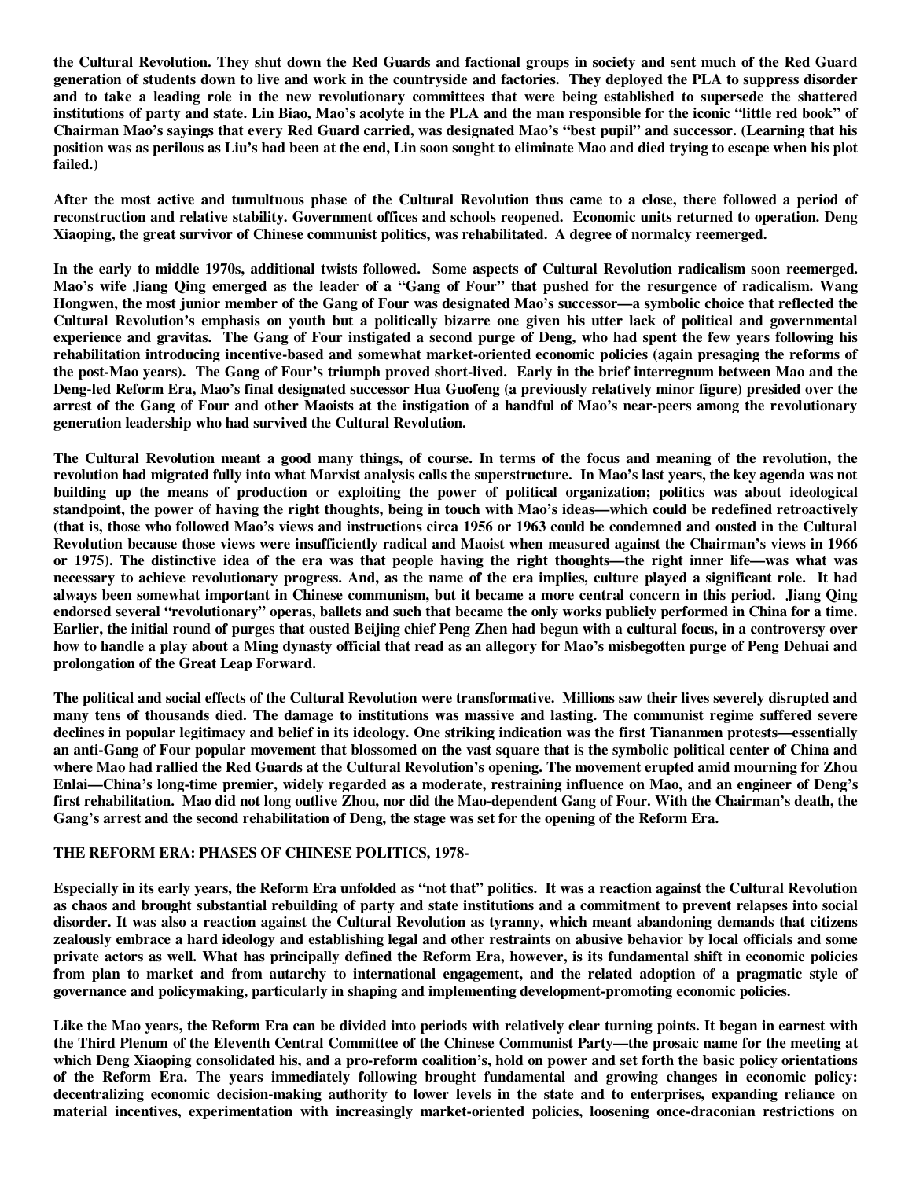the Cultural Revolution. They shut down the Red Guards and factional groups in society and sent much of the Red Guard generation of students down to live and work in the countryside and factories. They deployed the PLA to suppress disorder and to take a leading role in the new revolutionary committees that were being established to supersede the shattered institutions of party and state. Lin Biao, Mao's acolyte in the PLA and the man responsible for the iconic "little red book" of Chairman Mao's sayings that every Red Guard carried, was designated Mao's "best pupil" and successor. (Learning that his position was as perilous as Liu's had been at the end, Lin soon sought to eliminate Mao and died trying to escape when his plot failed.)

After the most active and tumultuous phase of the Cultural Revolution thus came to a close, there followed a period of reconstruction and relative stability. Government offices and schools reopened. Economic units returned to operation. Deng Xiaoping, the great survivor of Chinese communist politics, was rehabilitated. A degree of normalcy reemerged.

In the early to middle 1970s, additional twists followed. Some aspects of Cultural Revolution radicalism soon reemerged. Mao's wife Jiang Qing emerged as the leader of a "Gang of Four" that pushed for the resurgence of radicalism. Wang Hongwen, the most junior member of the Gang of Four was designated Mao's successor—a symbolic choice that reflected the Cultural Revolution's emphasis on youth but a politically bizarre one given his utter lack of political and governmental experience and gravitas. The Gang of Four instigated a second purge of Deng, who had spent the few years following his rehabilitation introducing incentive-based and somewhat market-oriented economic policies (again presaging the reforms of the post-Mao years). The Gang of Four's triumph proved short-lived. Early in the brief interregnum between Mao and the Deng-led Reform Era, Mao's final designated successor Hua Guofeng (a previously relatively minor figure) presided over the arrest of the Gang of Four and other Maoists at the instigation of a handful of Mao's near-peers among the revolutionary generation leadership who had survived the Cultural Revolution.

The Cultural Revolution meant a good many things, of course. In terms of the focus and meaning of the revolution, the revolution had migrated fully into what Marxist analysis calls the superstructure. In Mao's last years, the key agenda was not building up the means of production or exploiting the power of political organization; politics was about ideological standpoint, the power of having the right thoughts, being in touch with Mao's ideas—which could be redefined retroactively (that is, those who followed Mao's views and instructions circa 1956 or 1963 could be condemned and ousted in the Cultural Revolution because those views were insufficiently radical and Maoist when measured against the Chairman's views in 1966 or 1975). The distinctive idea of the era was that people having the right thoughts—the right inner life—was what was necessary to achieve revolutionary progress. And, as the name of the era implies, culture played a significant role. It had always been somewhat important in Chinese communism, but it became a more central concern in this period. Jiang Qing endorsed several "revolutionary" operas, ballets and such that became the only works publicly performed in China for a time. Earlier, the initial round of purges that ousted Beijing chief Peng Zhen had begun with a cultural focus, in a controversy over how to handle a play about a Ming dynasty official that read as an allegory for Mao's misbegotten purge of Peng Dehuai and prolongation of the Great Leap Forward.

The political and social effects of the Cultural Revolution were transformative. Millions saw their lives severely disrupted and many tens of thousands died. The damage to institutions was massive and lasting. The communist regime suffered severe declines in popular legitimacy and belief in its ideology. One striking indication was the first Tiananmen protests—essentially an anti-Gang of Four popular movement that blossomed on the vast square that is the symbolic political center of China and where Mao had rallied the Red Guards at the Cultural Revolution's opening. The movement erupted amid mourning for Zhou Enlai—China's long-time premier, widely regarded as a moderate, restraining influence on Mao, and an engineer of Deng's first rehabilitation. Mao did not long outlive Zhou, nor did the Mao-dependent Gang of Four. With the Chairman's death, the Gang's arrest and the second rehabilitation of Deng, the stage was set for the opening of the Reform Era.

## THE REFORM ERA: PHASES OF CHINESE POLITICS, 1978-

Especially in its early years, the Reform Era unfolded as "not that" politics. It was a reaction against the Cultural Revolution as chaos and brought substantial rebuilding of party and state institutions and a commitment to prevent relapses into social disorder. It was also a reaction against the Cultural Revolution as tyranny, which meant abandoning demands that citizens zealously embrace a hard ideology and establishing legal and other restraints on abusive behavior by local officials and some private actors as well. What has principally defined the Reform Era, however, is its fundamental shift in economic policies from plan to market and from autarchy to international engagement, and the related adoption of a pragmatic style of governance and policymaking, particularly in shaping and implementing development-promoting economic policies.

Like the Mao years, the Reform Era can be divided into periods with relatively clear turning points. It began in earnest with the Third Plenum of the Eleventh Central Committee of the Chinese Communist Party—the prosaic name for the meeting at which Deng Xiaoping consolidated his, and a pro-reform coalition's, hold on power and set forth the basic policy orientations of the Reform Era. The years immediately following brought fundamental and growing changes in economic policy: decentralizing economic decision-making authority to lower levels in the state and to enterprises, expanding reliance on material incentives, experimentation with increasingly market-oriented policies, loosening once-draconian restrictions on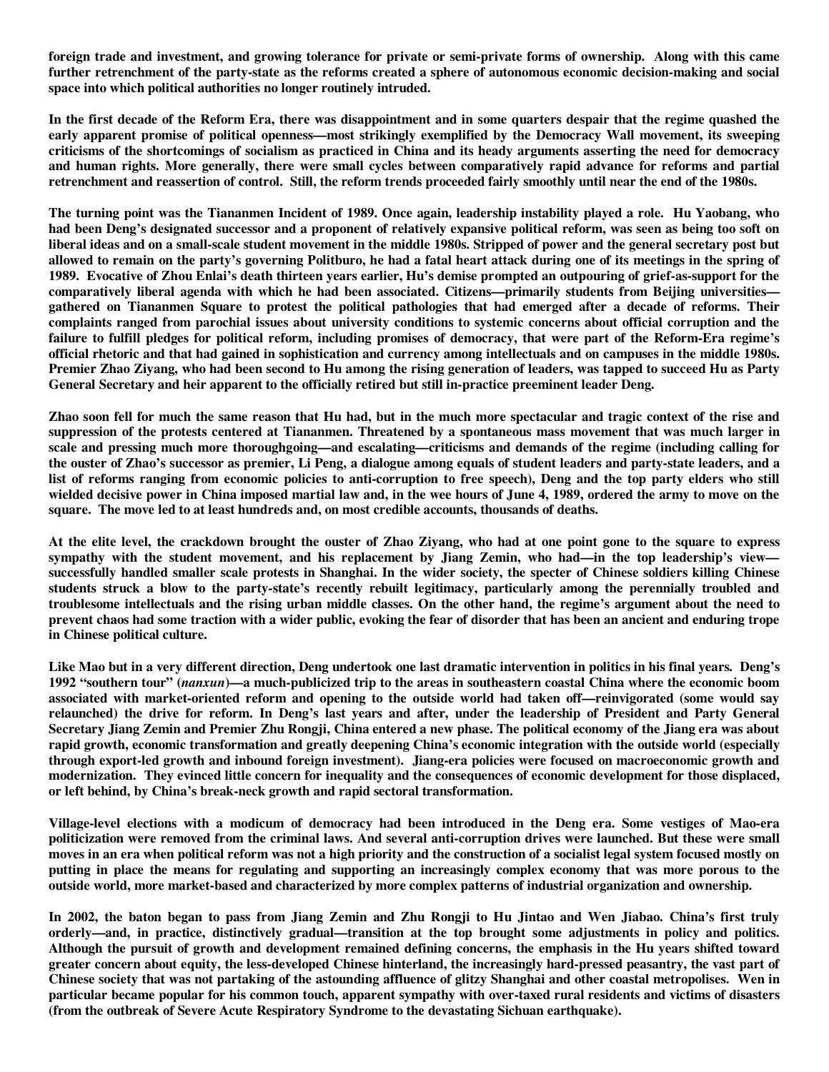foreign trade and investment, and growing tolerance for private or semi-private forms of ownership. Along with this came further retrenchment of the party-state as the reforms created a sphere of autonomous economic decision-making and social space into which political authorities no longer routinely intruded.

In the first decade of the Reform Era, there was disappointment and in some quarters despair that the regime quashed the early apparent promise of political openness—most strikingly exemplified by the Democracy Wall movement, its sweeping criticisms of the shortcomings of socialism as practiced in China and its heady arguments asserting the need for democracy and human rights. More generally, there were small cycles between comparatively rapid advance for reforms and partial retrenchment and reassertion of control. Still, the reform trends proceeded fairly smoothly until near the end of the 1980s.

The turning point was the Tiananmen Incident of 1989. Once again, leadership instability played a role. Hu Yaobang, who had been Deng's designated successor and a proponent of relatively expansive political reform, was seen as being too soft on liberal ideas and on a small-scale student movement in the middle 1980s. Stripped of power and the general secretary post but allowed to remain on the party's governing Politburo, he had a fatal heart attack during one of its meetings in the spring of 1989. Evocative of Zhou Enlai's death thirteen years earlier, Hu's demise prompted an outpouring of grief-as-support for the comparatively liberal agenda with which he had been associated. Citizens—primarily students from Beijing universities—gathered on Tiananmen Square to protest the political pathologies that had emerged after a decade of reforms. Their complaints ranged from parochial issues about university conditions to systemic concerns about official corruption and the failure to fulfill pledges for political reform, including promises of democracy, that were part of the Reform-Era regime's official rhetoric and that had gained in sophistication and currency among intellectuals and on campuses in the middle 1980s. Premier Zhao Ziyang, who had been second to Hu among the rising generation of leaders, was tapped to succeed Hu as Party General Secretary and heir apparent to the officially retired but still in-practice preeminent leader Deng.

Zhao soon fell for much the same reason that Hu had, but in the much more spectacular and tragic context of the rise and suppression of the protests centered at Tiananmen. Threatened by a spontaneous mass movement that was much larger in scale and pressing much more thoroughgoing—and escalating—criticisms and demands of the regime (including calling for the ouster of Zhao's successor as premier, Li Peng, a dialogue among equals of student leaders and party-state leaders, and a list of reforms ranging from economic policies to anti-corruption to free speech), Deng and the top party elders who still wielded decisive power in China imposed martial law and, in the wee hours of June 4, 1989, ordered the army to move on the square. The move led to at least hundreds and, on most credible accounts, thousands of deaths.

At the elite level, the crackdown brought the ouster of Zhao Ziyang, who had at one point gone to the square to express sympathy with the student movement, and his replacement by Jiang Zemin, who had—in the top leadership's view—successfully handled smaller scale protests in Shanghai. In the wider society, the specter of Chinese soldiers killing Chinese students struck a blow to the party-state's recently rebuilt legitimacy, particularly among the perennially troubled and troublesome intellectuals and the rising urban middle classes. On the other hand, the regime's argument about the need to prevent chaos had some traction with a wider public, evoking the fear of disorder that has been an ancient and enduring trope in Chinese political culture.

Like Mao but in a very different direction, Deng undertook one last dramatic intervention in politics in his final years. Deng's 1992 "southern tour" (*nanxun*)—a much-publicized trip to the areas in southeastern coastal China where the economic boom associated with market-oriented reform and opening to the outside world had taken off—reinvigorated (some would say relaunched) the drive for reform. In Deng's last years and after, under the leadership of President and Party General Secretary Jiang Zemin and Premier Zhu Rongji, China entered a new phase. The political economy of the Jiang era was about rapid growth, economic transformation and greatly deepening China's economic integration with the outside world (especially through export-led growth and inbound foreign investment). Jiang-era policies were focused on macroeconomic growth and modernization. They evinced little concern for inequality and the consequences of economic development for those displaced, or left behind, by China's break-neck growth and rapid sectoral transformation.

Village-level elections with a modicum of democracy had been introduced in the Deng era. Some vestiges of Mao-era politicization were removed from the criminal laws. And several anti-corruption drives were launched. But these were small moves in an era when political reform was not a high priority and the construction of a socialist legal system focused mostly on putting in place the means for regulating and supporting an increasingly complex economy that was more porous to the outside world, more market-based and characterized by more complex patterns of industrial organization and ownership.

In 2002, the baton began to pass from Jiang Zemin and Zhu Rongji to Hu Jintao and Wen Jiabao. China's first truly orderly—and, in practice, distinctively gradual—transition at the top brought some adjustments in policy and politics. Although the pursuit of growth and development remained defining concerns, the emphasis in the Hu years shifted toward greater concern about equity, the less-developed Chinese hinterland, the increasingly hard-pressed peasantry, the vast part of Chinese society that was not partaking of the astounding affluence of glitzy Shanghai and other coastal metropolises. Wen in particular became popular for his common touch, apparent sympathy with over-taxed rural residents and victims of disasters (from the outbreak of Severe Acute Respiratory Syndrome to the devastating Sichuan earthquake).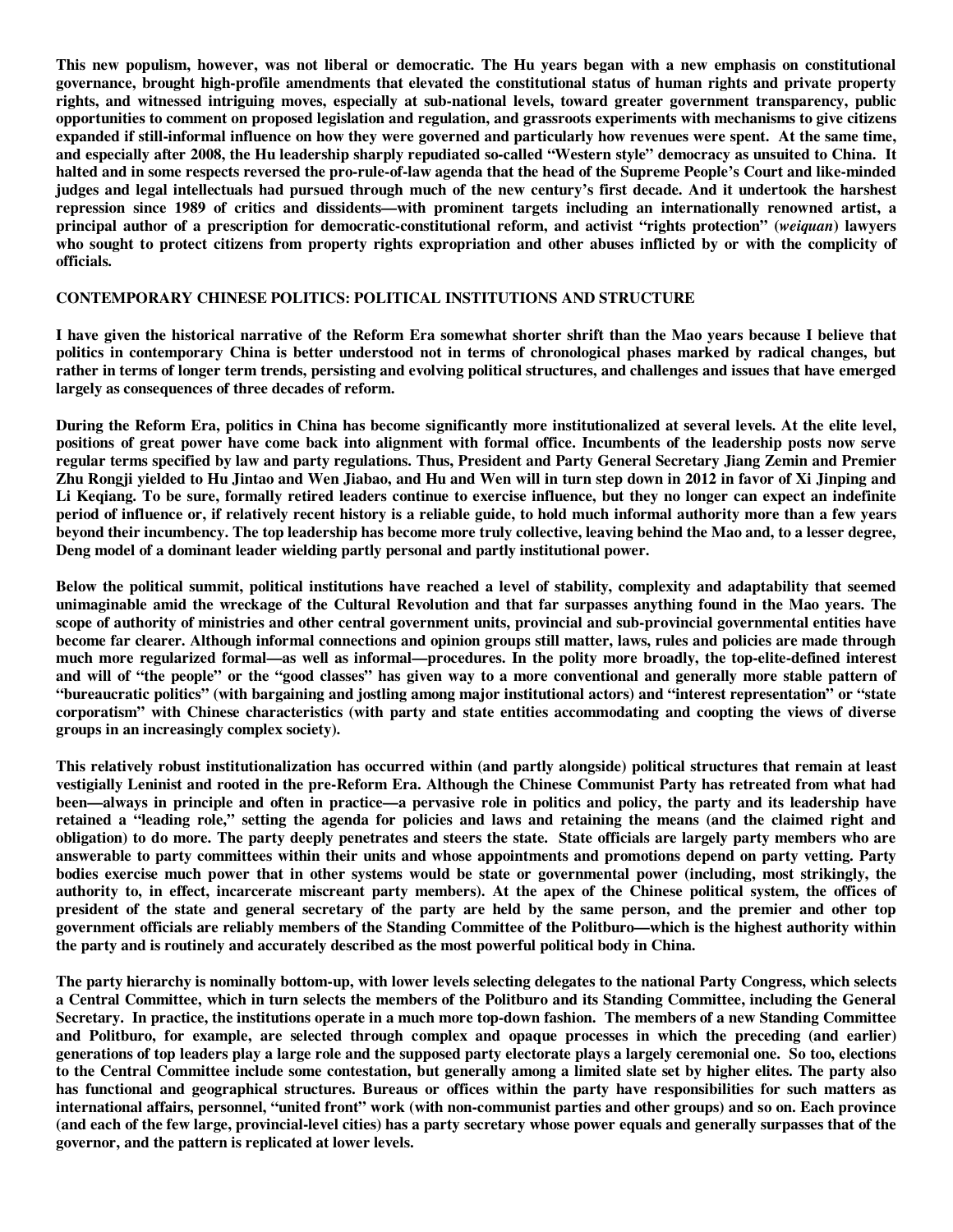This new populism, however, was not liberal or democratic. The Hu years began with a new emphasis on constitutional governance, brought high-profile amendments that elevated the constitutional status of human rights and private property rights, and witnessed intriguing moves, especially at sub-national levels, toward greater government transparency, public opportunities to comment on proposed legislation and regulation, and grassroots experiments with mechanisms to give citizens expanded if still-informal influence on how they were governed and particularly how revenues were spent. At the same time, and especially after 2008, the Hu leadership sharply repudiated so-called "Western style" democracy as unsuited to China. It halted and in some respects reversed the pro-rule-of-law agenda that the head of the Supreme People's Court and like-minded judges and legal intellectuals had pursued through much of the new century's first decade. And it undertook the harshest repression since 1989 of critics and dissidents—with prominent targets including an internationally renowned artist, a principal author of a prescription for democratic-constitutional reform, and activist "rights protection" (*weiquan*) lawyers who sought to protect citizens from property rights expropriation and other abuses inflicted by or with the complicity of officials.

## CONTEMPORARY CHINESE POLITICS: POLITICAL INSTITUTIONS AND STRUCTURE

I have given the historical narrative of the Reform Era somewhat shorter shrift than the Mao years because I believe that politics in contemporary China is better understood not in terms of chronological phases marked by radical changes, but rather in terms of longer term trends, persisting and evolving political structures, and challenges and issues that have emerged largely as consequences of three decades of reform.

During the Reform Era, politics in China has become significantly more institutionalized at several levels. At the elite level, positions of great power have come back into alignment with formal office. Incumbents of the leadership posts now serve regular terms specified by law and party regulations. Thus, President and Party General Secretary Jiang Zemin and Premier Zhu Rongji yielded to Hu Jintao and Wen Jiabao, and Hu and Wen will in turn step down in 2012 in favor of Xi Jinping and Li Keqiang. To be sure, formally retired leaders continue to exercise influence, but they no longer can expect an indefinite period of influence or, if relatively recent history is a reliable guide, to hold much informal authority more than a few years beyond their incumbency. The top leadership has become more truly collective, leaving behind the Mao and, to a lesser degree, Deng model of a dominant leader wielding partly personal and partly institutional power.

Below the political summit, political institutions have reached a level of stability, complexity and adaptability that seemed unimaginable amid the wreckage of the Cultural Revolution and that far surpasses anything found in the Mao years. The scope of authority of ministries and other central government units, provincial and sub-provincial governmental entities have become far clearer. Although informal connections and opinion groups still matter, laws, rules and policies are made through much more regularized formal—as well as informal—procedures. In the polity more broadly, the top-elite-defined interest and will of "the people" or the "good classes" has given way to a more conventional and generally more stable pattern of "bureaucratic politics" (with bargaining and jostling among major institutional actors) and "interest representation" or "state corporatism" with Chinese characteristics (with party and state entities accommodating and coopting the views of diverse groups in an increasingly complex society).

This relatively robust institutionalization has occurred within (and partly alongside) political structures that remain at least vestigially Leninist and rooted in the pre-Reform Era. Although the Chinese Communist Party has retreated from what had been—always in principle and often in practice—a pervasive role in politics and policy, the party and its leadership have retained a "leading role," setting the agenda for policies and laws and retaining the means (and the claimed right and obligation) to do more. The party deeply penetrates and steers the state. State officials are largely party members who are answerable to party committees within their units and whose appointments and promotions depend on party vetting. Party bodies exercise much power that in other systems would be state or governmental power (including, most strikingly, the authority to, in effect, incarcerate miscreant party members). At the apex of the Chinese political system, the offices of president of the state and general secretary of the party are held by the same person, and the premier and other top government officials are reliably members of the Standing Committee of the Politburo—which is the highest authority within the party and is routinely and accurately described as the most powerful political body in China.

The party hierarchy is nominally bottom-up, with lower levels selecting delegates to the national Party Congress, which selects a Central Committee, which in turn selects the members of the Politburo and its Standing Committee, including the General Secretary. In practice, the institutions operate in a much more top-down fashion. The members of a new Standing Committee and Politburo, for example, are selected through complex and opaque processes in which the preceding (and earlier) generations of top leaders play a large role and the supposed party electorate plays a largely ceremonial one. So too, elections to the Central Committee include some contestation, but generally among a limited slate set by higher elites. The party also has functional and geographical structures. Bureaus or offices within the party have responsibilities for such matters as international affairs, personnel, "united front" work (with non-communist parties and other groups) and so on. Each province (and each of the few large, provincial-level cities) has a party secretary whose power equals and generally surpasses that of the governor, and the pattern is replicated at lower levels.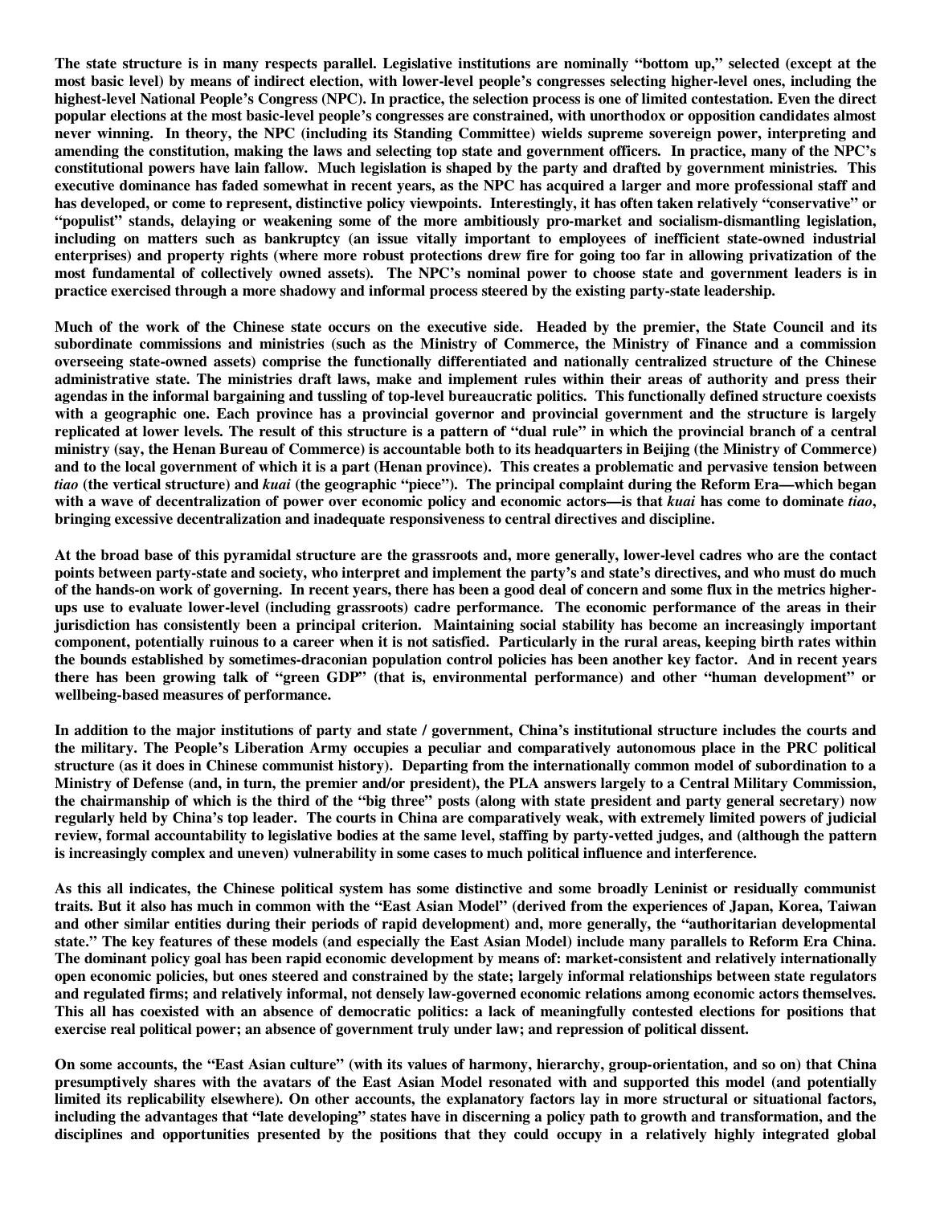The state structure is in many respects parallel. Legislative institutions are nominally "bottom up," selected (except at the most basic level) by means of indirect election, with lower-level people's congresses selecting higher-level ones, including the highest-level National People's Congress (NPC). In practice, the selection process is one of limited contestation. Even the direct popular elections at the most basic-level people's congresses are constrained, with unorthodox or opposition candidates almost never winning. In theory, the NPC (including its Standing Committee) wields supreme sovereign power, interpreting and amending the constitution, making the laws and selecting top state and government officers. In practice, many of the NPC's constitutional powers have lain fallow. Much legislation is shaped by the party and drafted by government ministries. This executive dominance has faded somewhat in recent years, as the NPC has acquired a larger and more professional staff and has developed, or come to represent, distinctive policy viewpoints. Interestingly, it has often taken relatively "conservative" or "populist" stands, delaying or weakening some of the more ambitiously pro-market and socialism-dismantling legislation, including on matters such as bankruptcy (an issue vitally important to employees of inefficient state-owned industrial enterprises) and property rights (where more robust protections drew fire for going too far in allowing privatization of the most fundamental of collectively owned assets). The NPC's nominal power to choose state and government leaders is in practice exercised through a more shadowy and informal process steered by the existing party-state leadership.

Much of the work of the Chinese state occurs on the executive side. Headed by the premier, the State Council and its subordinate commissions and ministries (such as the Ministry of Commerce, the Ministry of Finance and a commission overseeing state-owned assets) comprise the functionally differentiated and nationally centralized structure of the Chinese administrative state. The ministries draft laws, make and implement rules within their areas of authority and press their agendas in the informal bargaining and tussling of top-level bureaucratic politics. This functionally defined structure coexists with a geographic one. Each province has a provincial governor and provincial government and the structure is largely replicated at lower levels. The result of this structure is a pattern of "dual rule" in which the provincial branch of a central ministry (say, the Henan Bureau of Commerce) is accountable both to its headquarters in Beijing (the Ministry of Commerce) and to the local government of which it is a part (Henan province). This creates a problematic and pervasive tension between *tiao* (the vertical structure) and *kuai* (the geographic "piece"). The principal complaint during the Reform Era—which began with a wave of decentralization of power over economic policy and economic actors—is that *kuai* has come to dominate *tiao*, bringing excessive decentralization and inadequate responsiveness to central directives and discipline.

At the broad base of this pyramidal structure are the grassroots and, more generally, lower-level cadres who are the contact points between party-state and society, who interpret and implement the party's and state's directives, and who must do much of the hands-on work of governing. In recent years, there has been a good deal of concern and some flux in the metrics higher-ups use to evaluate lower-level (including grassroots) cadre performance. The economic performance of the areas in their jurisdiction has consistently been a principal criterion. Maintaining social stability has become an increasingly important component, potentially ruinous to a career when it is not satisfied. Particularly in the rural areas, keeping birth rates within the bounds established by sometimes-draconian population control policies has been another key factor. And in recent years there has been growing talk of "green GDP" (that is, environmental performance) and other "human development" or wellbeing-based measures of performance.

In addition to the major institutions of party and state / government, China's institutional structure includes the courts and the military. The People's Liberation Army occupies a peculiar and comparatively autonomous place in the PRC political structure (as it does in Chinese communist history). Departing from the internationally common model of subordination to a Ministry of Defense (and, in turn, the premier and/or president), the PLA answers largely to a Central Military Commission, the chairmanship of which is the third of the "big three" posts (along with state president and party general secretary) now regularly held by China's top leader. The courts in China are comparatively weak, with extremely limited powers of judicial review, formal accountability to legislative bodies at the same level, staffing by party-vetted judges, and (although the pattern is increasingly complex and uneven) vulnerability in some cases to much political influence and interference.

As this all indicates, the Chinese political system has some distinctive and some broadly Leninist or residually communist traits. But it also has much in common with the "East Asian Model" (derived from the experiences of Japan, Korea, Taiwan and other similar entities during their periods of rapid development) and, more generally, the "authoritarian developmental state." The key features of these models (and especially the East Asian Model) include many parallels to Reform Era China. The dominant policy goal has been rapid economic development by means of: market-consistent and relatively internationally open economic policies, but ones steered and constrained by the state; largely informal relationships between state regulators and regulated firms; and relatively informal, not densely law-governed economic relations among economic actors themselves. This all has coexisted with an absence of democratic politics: a lack of meaningfully contested elections for positions that exercise real political power; an absence of government truly under law; and repression of political dissent.

On some accounts, the "East Asian culture" (with its values of harmony, hierarchy, group-orientation, and so on) that China presumptively shares with the avatars of the East Asian Model resonated with and supported this model (and potentially limited its replicability elsewhere). On other accounts, the explanatory factors lay in more structural or situational factors, including the advantages that "late developing" states have in discerning a policy path to growth and transformation, and the disciplines and opportunities presented by the positions that they could occupy in a relatively highly integrated global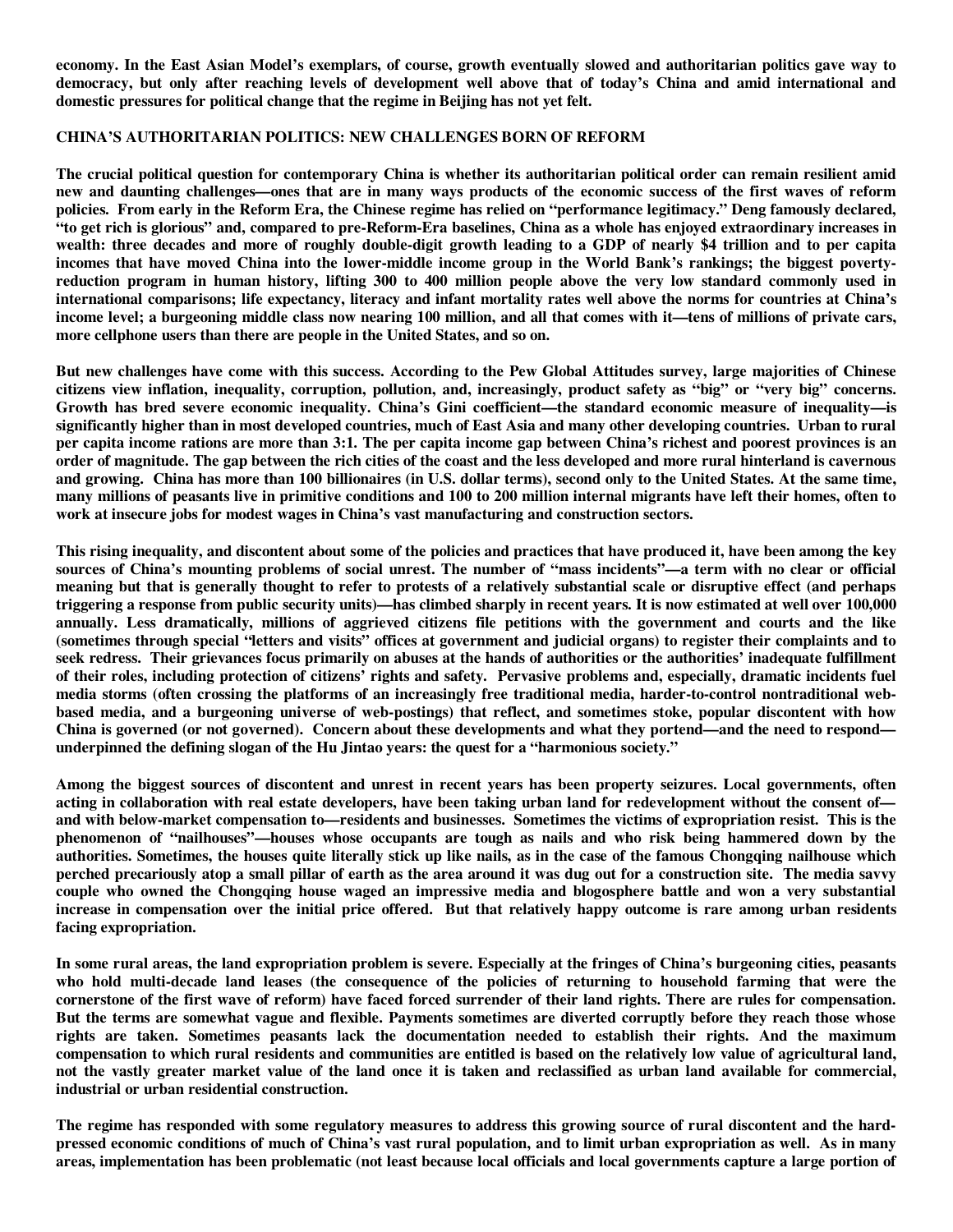economy. In the East Asian Model's exemplars, of course, growth eventually slowed and authoritarian politics gave way to democracy, but only after reaching levels of development well above that of today's China and amid international and domestic pressures for political change that the regime in Beijing has not yet felt.

## CHINA'S AUTHORITARIAN POLITICS: NEW CHALLENGES BORN OF REFORM

The crucial political question for contemporary China is whether its authoritarian political order can remain resilient amid new and daunting challenges—ones that are in many ways products of the economic success of the first waves of reform policies. From early in the Reform Era, the Chinese regime has relied on "performance legitimacy." Deng famously declared, "to get rich is glorious" and, compared to pre-Reform-Era baselines, China as a whole has enjoyed extraordinary increases in wealth: three decades and more of roughly double-digit growth leading to a GDP of nearly $4 trillion and to per capita incomes that have moved China into the lower-middle income group in the World Bank's rankings; the biggest poverty-reduction program in human history, lifting 300 to 400 million people above the very low standard commonly used in international comparisons; life expectancy, literacy and infant mortality rates well above the norms for countries at China's income level; a burgeoning middle class now nearing 100 million, and all that comes with it—tens of millions of private cars, more cellphone users than there are people in the United States, and so on.

But new challenges have come with this success. According to the Pew Global Attitudes survey, large majorities of Chinese citizens view inflation, inequality, corruption, pollution, and, increasingly, product safety as "big" or "very big" concerns. Growth has bred severe economic inequality. China's Gini coefficient—the standard economic measure of inequality—is significantly higher than in most developed countries, much of East Asia and many other developing countries. Urban to rural per capita income rations are more than 3:1. The per capita income gap between China's richest and poorest provinces is an order of magnitude. The gap between the rich cities of the coast and the less developed and more rural hinterland is cavernous and growing. China has more than 100 billionaires (in U.S. dollar terms), second only to the United States. At the same time, many millions of peasants live in primitive conditions and 100 to 200 million internal migrants have left their homes, often to work at insecure jobs for modest wages in China's vast manufacturing and construction sectors.

This rising inequality, and discontent about some of the policies and practices that have produced it, have been among the key sources of China's mounting problems of social unrest. The number of "mass incidents"—a term with no clear or official meaning but that is generally thought to refer to protests of a relatively substantial scale or disruptive effect (and perhaps triggering a response from public security units)—has climbed sharply in recent years. It is now estimated at well over 100,000 annually. Less dramatically, millions of aggrieved citizens file petitions with the government and courts and the like (sometimes through special "letters and visits" offices at government and judicial organs) to register their complaints and to seek redress. Their grievances focus primarily on abuses at the hands of authorities or the authorities' inadequate fulfillment of their roles, including protection of citizens' rights and safety. Pervasive problems and, especially, dramatic incidents fuel media storms (often crossing the platforms of an increasingly free traditional media, harder-to-control nontraditional web-based media, and a burgeoning universe of web-postings) that reflect, and sometimes stoke, popular discontent with how China is governed (or not governed). Concern about these developments and what they portend—and the need to respond—underpinned the defining slogan of the Hu Jintao years: the quest for a "harmonious society."

Among the biggest sources of discontent and unrest in recent years has been property seizures. Local governments, often acting in collaboration with real estate developers, have been taking urban land for redevelopment without the consent of—and with below-market compensation to—residents and businesses. Sometimes the victims of expropriation resist. This is the phenomenon of "nailhouses"—houses whose occupants are tough as nails and who risk being hammered down by the authorities. Sometimes, the houses quite literally stick up like nails, as in the case of the famous Chongqing nailhouse which perched precariously atop a small pillar of earth as the area around it was dug out for a construction site. The media savvy couple who owned the Chongqing house waged an impressive media and blogosphere battle and won a very substantial increase in compensation over the initial price offered. But that relatively happy outcome is rare among urban residents facing expropriation.

In some rural areas, the land expropriation problem is severe. Especially at the fringes of China's burgeoning cities, peasants who hold multi-decade land leases (the consequence of the policies of returning to household farming that were the cornerstone of the first wave of reform) have faced forced surrender of their land rights. There are rules for compensation. But the terms are somewhat vague and flexible. Payments sometimes are diverted corruptly before they reach those whose rights are taken. Sometimes peasants lack the documentation needed to establish their rights. And the maximum compensation to which rural residents and communities are entitled is based on the relatively low value of agricultural land, not the vastly greater market value of the land once it is taken and reclassified as urban land available for commercial, industrial or urban residential construction.

The regime has responded with some regulatory measures to address this growing source of rural discontent and the hard-pressed economic conditions of much of China's vast rural population, and to limit urban expropriation as well. As in many areas, implementation has been problematic (not least because local officials and local governments capture a large portion of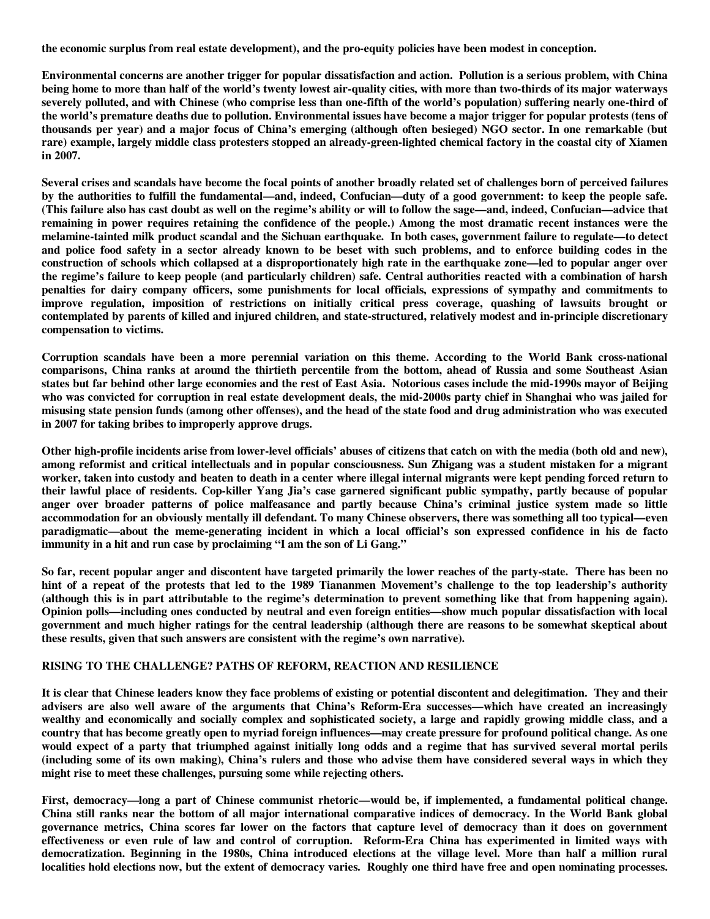the economic surplus from real estate development), and the pro-equity policies have been modest in conception.

Environmental concerns are another trigger for popular dissatisfaction and action. Pollution is a serious problem, with China being home to more than half of the world's twenty lowest air-quality cities, with more than two-thirds of its major waterways severely polluted, and with Chinese (who comprise less than one-fifth of the world's population) suffering nearly one-third of the world's premature deaths due to pollution. Environmental issues have become a major trigger for popular protests (tens of thousands per year) and a major focus of China's emerging (although often besieged) NGO sector. In one remarkable (but rare) example, largely middle class protesters stopped an already-green-lighted chemical factory in the coastal city of Xiamen in 2007.

Several crises and scandals have become the focal points of another broadly related set of challenges born of perceived failures by the authorities to fulfill the fundamental—and, indeed, Confucian—duty of a good government: to keep the people safe. (This failure also has cast doubt as well on the regime's ability or will to follow the sage—and, indeed, Confucian—advice that remaining in power requires retaining the confidence of the people.) Among the most dramatic recent instances were the melamine-tainted milk product scandal and the Sichuan earthquake. In both cases, government failure to regulate—to detect and police food safety in a sector already known to be beset with such problems, and to enforce building codes in the construction of schools which collapsed at a disproportionately high rate in the earthquake zone—led to popular anger over the regime's failure to keep people (and particularly children) safe. Central authorities reacted with a combination of harsh penalties for dairy company officers, some punishments for local officials, expressions of sympathy and commitments to improve regulation, imposition of restrictions on initially critical press coverage, quashing of lawsuits brought or contemplated by parents of killed and injured children, and state-structured, relatively modest and in-principle discretionary compensation to victims.

Corruption scandals have been a more perennial variation on this theme. According to the World Bank cross-national comparisons, China ranks at around the thirtieth percentile from the bottom, ahead of Russia and some Southeast Asian states but far behind other large economies and the rest of East Asia. Notorious cases include the mid-1990s mayor of Beijing who was convicted for corruption in real estate development deals, the mid-2000s party chief in Shanghai who was jailed for misusing state pension funds (among other offenses), and the head of the state food and drug administration who was executed in 2007 for taking bribes to improperly approve drugs.

Other high-profile incidents arise from lower-level officials' abuses of citizens that catch on with the media (both old and new), among reformist and critical intellectuals and in popular consciousness. Sun Zhigang was a student mistaken for a migrant worker, taken into custody and beaten to death in a center where illegal internal migrants were kept pending forced return to their lawful place of residents. Cop-killer Yang Jia's case garnered significant public sympathy, partly because of popular anger over broader patterns of police malfeasance and partly because China's criminal justice system made so little accommodation for an obviously mentally ill defendant. To many Chinese observers, there was something all too typical—even paradigmatic—about the meme-generating incident in which a local official's son expressed confidence in his de facto immunity in a hit and run case by proclaiming "I am the son of Li Gang."

So far, recent popular anger and discontent have targeted primarily the lower reaches of the party-state. There has been no hint of a repeat of the protests that led to the 1989 Tiananmen Movement's challenge to the top leadership's authority (although this is in part attributable to the regime's determination to prevent something like that from happening again). Opinion polls—including ones conducted by neutral and even foreign entities—show much popular dissatisfaction with local government and much higher ratings for the central leadership (although there are reasons to be somewhat skeptical about these results, given that such answers are consistent with the regime's own narrative).

## RISING TO THE CHALLENGE? PATHS OF REFORM, REACTION AND RESILIENCE

It is clear that Chinese leaders know they face problems of existing or potential discontent and delegitimation. They and their advisers are also well aware of the arguments that China's Reform-Era successes—which have created an increasingly wealthy and economically and socially complex and sophisticated society, a large and rapidly growing middle class, and a country that has become greatly open to myriad foreign influences—may create pressure for profound political change. As one would expect of a party that triumphed against initially long odds and a regime that has survived several mortal perils (including some of its own making), China's rulers and those who advise them have considered several ways in which they might rise to meet these challenges, pursuing some while rejecting others.

First, democracy—long a part of Chinese communist rhetoric—would be, if implemented, a fundamental political change. China still ranks near the bottom of all major international comparative indices of democracy. In the World Bank global governance metrics, China scores far lower on the factors that capture level of democracy than it does on government effectiveness or even rule of law and control of corruption. Reform-Era China has experimented in limited ways with democratization. Beginning in the 1980s, China introduced elections at the village level. More than half a million rural localities hold elections now, but the extent of democracy varies. Roughly one third have free and open nominating processes.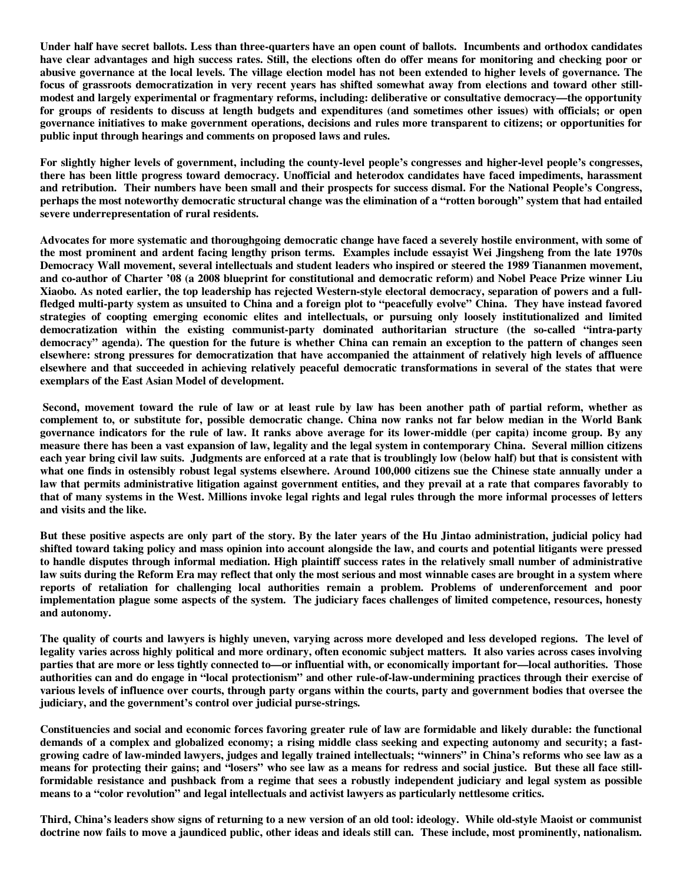Under half have secret ballots. Less than three-quarters have an open count of ballots. Incumbents and orthodox candidates have clear advantages and high success rates. Still, the elections often do offer means for monitoring and checking poor or abusive governance at the local levels. The village election model has not been extended to higher levels of governance. The focus of grassroots democratization in very recent years has shifted somewhat away from elections and toward other still-modest and largely experimental or fragmentary reforms, including: deliberative or consultative democracy—the opportunity for groups of residents to discuss at length budgets and expenditures (and sometimes other issues) with officials; or open governance initiatives to make government operations, decisions and rules more transparent to citizens; or opportunities for public input through hearings and comments on proposed laws and rules.

For slightly higher levels of government, including the county-level people's congresses and higher-level people's congresses, there has been little progress toward democracy. Unofficial and heterodox candidates have faced impediments, harassment and retribution. Their numbers have been small and their prospects for success dismal. For the National People's Congress, perhaps the most noteworthy democratic structural change was the elimination of a "rotten borough" system that had entailed severe underrepresentation of rural residents.

Advocates for more systematic and thoroughgoing democratic change have faced a severely hostile environment, with some of the most prominent and ardent facing lengthy prison terms. Examples include essayist Wei Jingsheng from the late 1970s Democracy Wall movement, several intellectuals and student leaders who inspired or steered the 1989 Tiananmen movement, and co-author of Charter '08 (a 2008 blueprint for constitutional and democratic reform) and Nobel Peace Prize winner Liu Xiaobo. As noted earlier, the top leadership has rejected Western-style electoral democracy, separation of powers and a full-fledged multi-party system as unsuited to China and a foreign plot to "peacefully evolve" China. They have instead favored strategies of coopting emerging economic elites and intellectuals, or pursuing only loosely institutionalized and limited democratization within the existing communist-party dominated authoritarian structure (the so-called "intra-party democracy" agenda). The question for the future is whether China can remain an exception to the pattern of changes seen elsewhere: strong pressures for democratization that have accompanied the attainment of relatively high levels of affluence elsewhere and that succeeded in achieving relatively peaceful democratic transformations in several of the states that were exemplars of the East Asian Model of development.

Second, movement toward the rule of law or at least rule by law has been another path of partial reform, whether as complement to, or substitute for, possible democratic change. China now ranks not far below median in the World Bank governance indicators for the rule of law. It ranks above average for its lower-middle (per capita) income group. By any measure there has been a vast expansion of law, legality and the legal system in contemporary China. Several million citizens each year bring civil law suits. Judgments are enforced at a rate that is troublingly low (below half) but that is consistent with what one finds in ostensibly robust legal systems elsewhere. Around 100,000 citizens sue the Chinese state annually under a law that permits administrative litigation against government entities, and they prevail at a rate that compares favorably to that of many systems in the West. Millions invoke legal rights and legal rules through the more informal processes of letters and visits and the like.

But these positive aspects are only part of the story. By the later years of the Hu Jintao administration, judicial policy had shifted toward taking policy and mass opinion into account alongside the law, and courts and potential litigants were pressed to handle disputes through informal mediation. High plaintiff success rates in the relatively small number of administrative law suits during the Reform Era may reflect that only the most serious and most winnable cases are brought in a system where reports of retaliation for challenging local authorities remain a problem. Problems of underenforcement and poor implementation plague some aspects of the system. The judiciary faces challenges of limited competence, resources, honesty and autonomy.

The quality of courts and lawyers is highly uneven, varying across more developed and less developed regions. The level of legality varies across highly political and more ordinary, often economic subject matters. It also varies across cases involving parties that are more or less tightly connected to—or influential with, or economically important for—local authorities. Those authorities can and do engage in "local protectionism" and other rule-of-law-undermining practices through their exercise of various levels of influence over courts, through party organs within the courts, party and government bodies that oversee the judiciary, and the government's control over judicial purse-strings.

Constituencies and social and economic forces favoring greater rule of law are formidable and likely durable: the functional demands of a complex and globalized economy; a rising middle class seeking and expecting autonomy and security; a fast-growing cadre of law-minded lawyers, judges and legally trained intellectuals; "winners" in China's reforms who see law as a means for protecting their gains; and "losers" who see law as a means for redress and social justice. But these all face still-formidable resistance and pushback from a regime that sees a robustly independent judiciary and legal system as possible means to a "color revolution" and legal intellectuals and activist lawyers as particularly nettlesome critics.

Third, China's leaders show signs of returning to a new version of an old tool: ideology. While old-style Maoist or communist doctrine now fails to move a jaundiced public, other ideas and ideals still can. These include, most prominently, nationalism.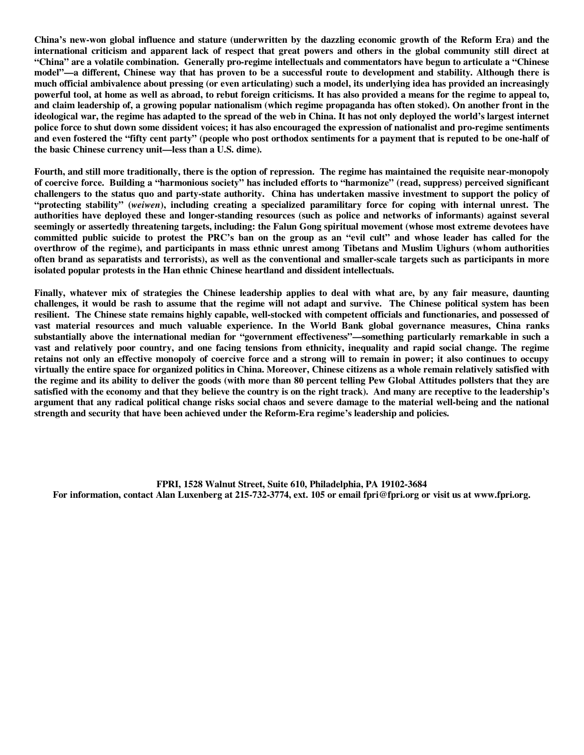**China's new-won global influence and stature (underwritten by the dazzling economic growth of the Reform Era) and the international criticism and apparent lack of respect that great powers and others in the global community still direct at "China" are a volatile combination. Generally pro-regime intellectuals and commentators have begun to articulate a "Chinese model"—a different, Chinese way that has proven to be a successful route to development and stability. Although there is much official ambivalence about pressing (or even articulating) such a model, its underlying idea has provided an increasingly powerful tool, at home as well as abroad, to rebut foreign criticisms. It has also provided a means for the regime to appeal to, and claim leadership of, a growing popular nationalism (which regime propaganda has often stoked). On another front in the ideological war, the regime has adapted to the spread of the web in China. It has not only deployed the world's largest internet police force to shut down some dissident voices; it has also encouraged the expression of nationalist and pro-regime sentiments and even fostered the "fifty cent party" (people who post orthodox sentiments for a payment that is reputed to be one-half of the basic Chinese currency unit—less than a U.S. dime).**

**Fourth, and still more traditionally, there is the option of repression. The regime has maintained the requisite near-monopoly of coercive force. Building a "harmonious society" has included efforts to "harmonize" (read, suppress) perceived significant challengers to the status quo and party-state authority. China has undertaken massive investment to support the policy of "protecting stability" (*weiwen*), including creating a specialized paramilitary force for coping with internal unrest. The authorities have deployed these and longer-standing resources (such as police and networks of informants) against several seemingly or assertedly threatening targets, including: the Falun Gong spiritual movement (whose most extreme devotees have committed public suicide to protest the PRC's ban on the group as an "evil cult" and whose leader has called for the overthrow of the regime), and participants in mass ethnic unrest among Tibetans and Muslim Uighurs (whom authorities often brand as separatists and terrorists), as well as the conventional and smaller-scale targets such as participants in more isolated popular protests in the Han ethnic Chinese heartland and dissident intellectuals.**

**Finally, whatever mix of strategies the Chinese leadership applies to deal with what are, by any fair measure, daunting challenges, it would be rash to assume that the regime will not adapt and survive. The Chinese political system has been resilient. The Chinese state remains highly capable, well-stocked with competent officials and functionaries, and possessed of vast material resources and much valuable experience. In the World Bank global governance measures, China ranks substantially above the international median for "government effectiveness"—something particularly remarkable in such a vast and relatively poor country, and one facing tensions from ethnicity, inequality and rapid social change. The regime retains not only an effective monopoly of coercive force and a strong will to remain in power; it also continues to occupy virtually the entire space for organized politics in China. Moreover, Chinese citizens as a whole remain relatively satisfied with the regime and its ability to deliver the goods (with more than 80 percent telling Pew Global Attitudes pollsters that they are satisfied with the economy and that they believe the country is on the right track). And many are receptive to the leadership's argument that any radical political change risks social chaos and severe damage to the material well-being and the national strength and security that have been achieved under the Reform-Era regime's leadership and policies.**

**FPRI, 1528 Walnut Street, Suite 610, Philadelphia, PA 19102-3684**
**For information, contact Alan Luxenberg at 215-732-3774, ext. 105 or email fpri@fpri.org or visit us at www.fpri.org.**